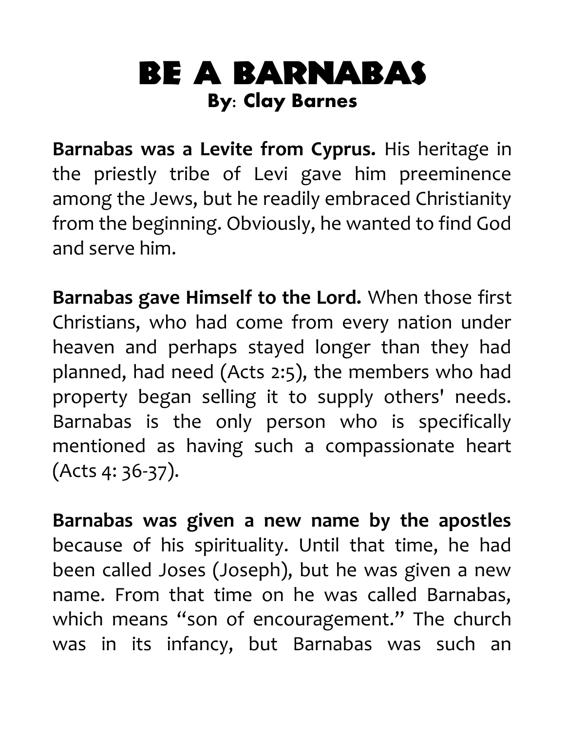# BE A BARNABAS

**By: Clay Barnes**

**Barnabas was a Levite from Cyprus.** His heritage in the priestly tribe of Levi gave him preeminence among the Jews, but he readily embraced Christianity from the beginning. Obviously, he wanted to find God and serve him.

**Barnabas gave Himself to the Lord.** When those first Christians, who had come from every nation under heaven and perhaps stayed longer than they had planned, had need (Acts 2:5), the members who had property began selling it to supply others' needs. Barnabas is the only person who is specifically mentioned as having such a compassionate heart (Acts 4: 36-37).

**Barnabas was given a new name by the apostles** because of his spirituality. Until that time, he had been called Joses (Joseph), but he was given a new name. From that time on he was called Barnabas, which means "son of encouragement." The church was in its infancy, but Barnabas was such an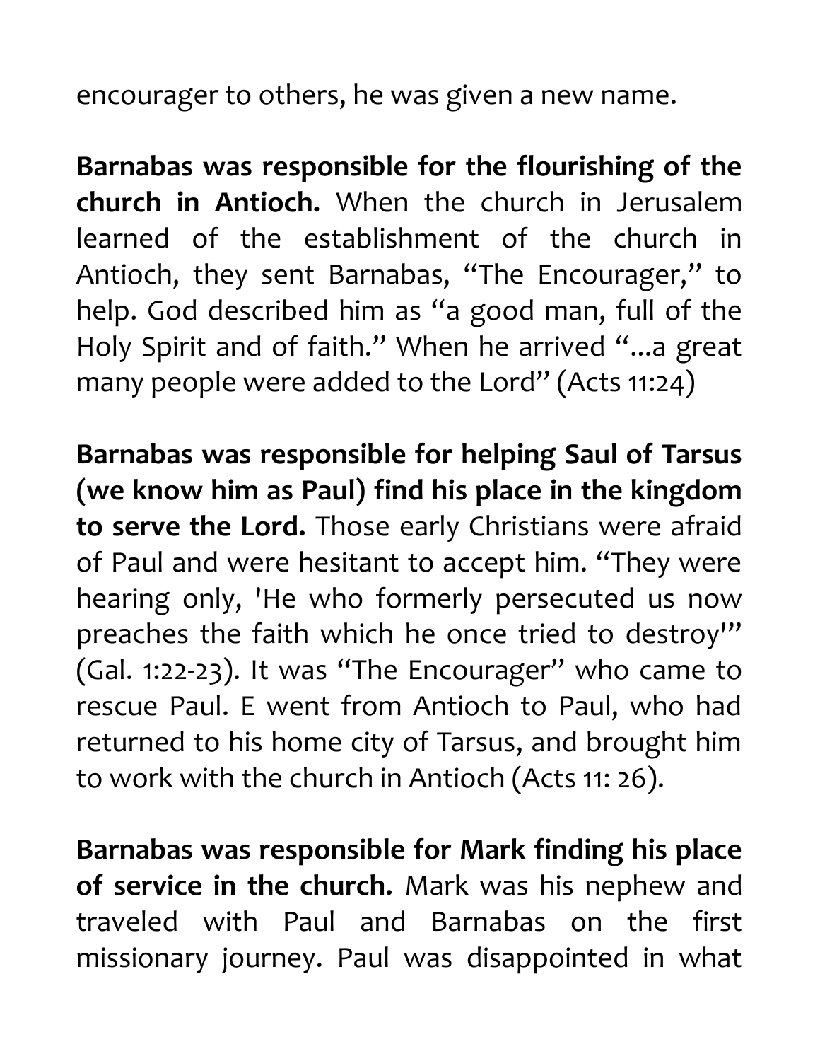encourager to others, he was given a new name.

**Barnabas was responsible for the flourishing of the church in Antioch.** When the church in Jerusalem learned of the establishment of the church in Antioch, they sent Barnabas, "The Encourager," to help. God described him as "a good man, full of the Holy Spirit and of faith." When he arrived "...a great many people were added to the Lord" (Acts 11:24)

**Barnabas was responsible for helping Saul of Tarsus (we know him as Paul) find his place in the kingdom to serve the Lord.** Those early Christians were afraid of Paul and were hesitant to accept him. "They were hearing only, 'He who formerly persecuted us now preaches the faith which he once tried to destroy'" (Gal. 1:22-23). It was "The Encourager" who came to rescue Paul. E went from Antioch to Paul, who had returned to his home city of Tarsus, and brought him to work with the church in Antioch (Acts 11: 26).

**Barnabas was responsible for Mark finding his place of service in the church.** Mark was his nephew and traveled with Paul and Barnabas on the first missionary journey. Paul was disappointed in what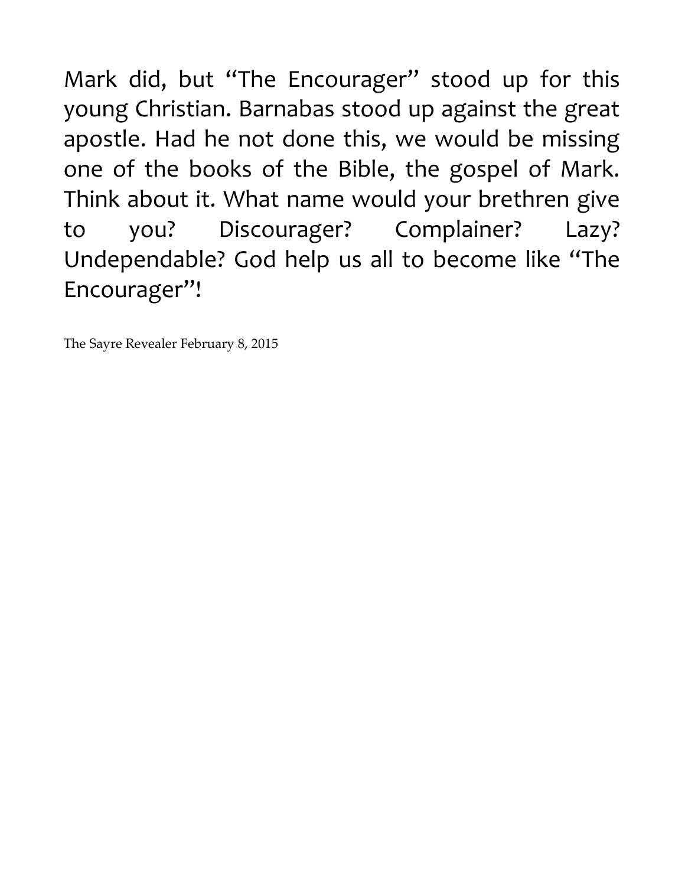Mark did, but "The Encourager" stood up for this young Christian. Barnabas stood up against the great apostle. Had he not done this, we would be missing one of the books of the Bible, the gospel of Mark. Think about it. What name would your brethren give to you? Discourager? Complainer? Lazy? Undependable? God help us all to become like "The Encourager"!

The Sayre Revealer February 8, 2015